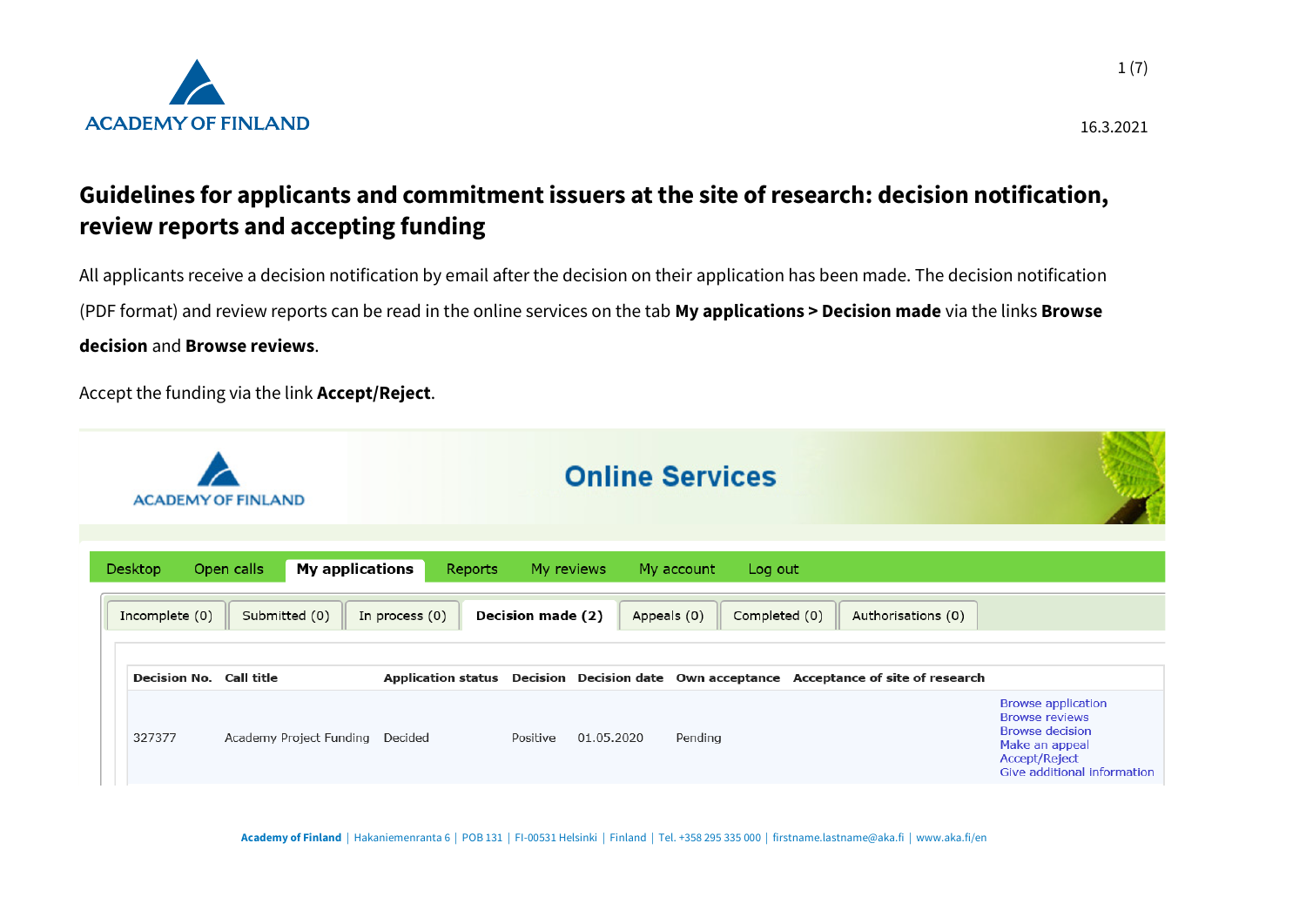16.3.2021

# Guidelines for applicants and commitment issuers at the site of research: decision notification, review reports and accepting funding

All applicants receive a decision notification by email after the decision on their application has been made. The decision notification (PDF format) and review reports can be read in the online services on the tab **My applications > Decision made** via the links **Browse decision** and **Browse reviews**.

Accept the funding via the link **Accept/Reject**.

Online Services

Desktop | Open calls | **My applications** | Reports | My reviews | My account | Log out

Incomplete (0) | Submitted (0) | In process (0) | **Decision made (2)** | Appeals (0) | Completed (0) | Authorisations (0)

| Decision No. | Call title | Application status | Decision | Decision date | Own acceptance | Acceptance of site of research | |
|---|---|---|---|---|---|---|---|
| 327377 | Academy Project Funding | Decided | Positive | 01.05.2020 | Pending | | Browse application<br>Browse reviews<br>Browse decision<br>Make an appeal<br>Accept/Reject<br>Give additional information |

**Academy of Finland** | Hakaniemenranta 6 | POB 131 | FI-00531 Helsinki | Finland | Tel. +358 295 335 000 | firstname.lastname@aka.fi | www.aka.fi/en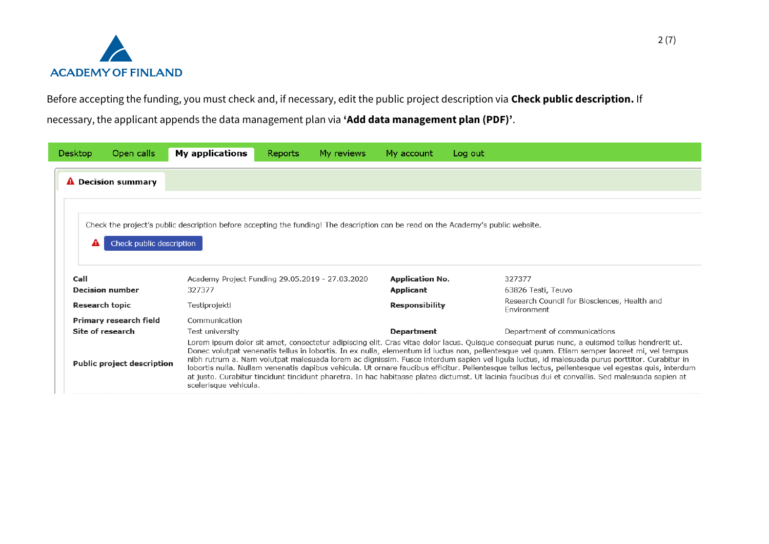Before accepting the funding, you must check and, if necessary, edit the public project description via **Check public description.** If necessary, the applicant appends the data management plan via **'Add data management plan (PDF)'**.

Desktop | Open calls | **My applications** | Reports | My reviews | My account | Log out

**Decision summary**

Check the project's public description before accepting the funding! The description can be read on the Academy's public website.

Check public description

| | | | |
|---|---|---|---|
| **Call** | Academy Project Funding 29.05.2019 - 27.03.2020 | **Application No.** | 327377 |
| **Decision number** | 327377 | **Applicant** | 63826 Testi, Teuvo |
| **Research topic** | Testiprojekti | **Responsibility** | Research Council for Biosciences, Health and Environment |
| **Primary research field** | Communication | | |
| **Site of research** | Test university | **Department** | Department of communications |
| **Public project description** | Lorem ipsum dolor sit amet, consectetur adipiscing elit. Cras vitae dolor lacus. Quisque consequat purus nunc, a euismod tellus hendrerit ut. Donec volutpat venenatis tellus in lobortis. In ex nulla, elementum id luctus non, pellentesque vel quam. Etiam semper laoreet mi, vel tempus nibh rutrum a. Nam volutpat malesuada lorem ac dignissim. Fusce interdum sapien vel ligula luctus, id malesuada purus porttitor. Curabitur in lobortis nulla. Nullam venenatis dapibus vehicula. Ut ornare faucibus efficitur. Pellentesque tellus lectus, pellentesque vel egestas quis, interdum at justo. Curabitur tincidunt tincidunt pharetra. In hac habitasse platea dictumst. Ut lacinia faucibus dui et convallis. Sed malesuada sapien at scelerisque vehicula. | | |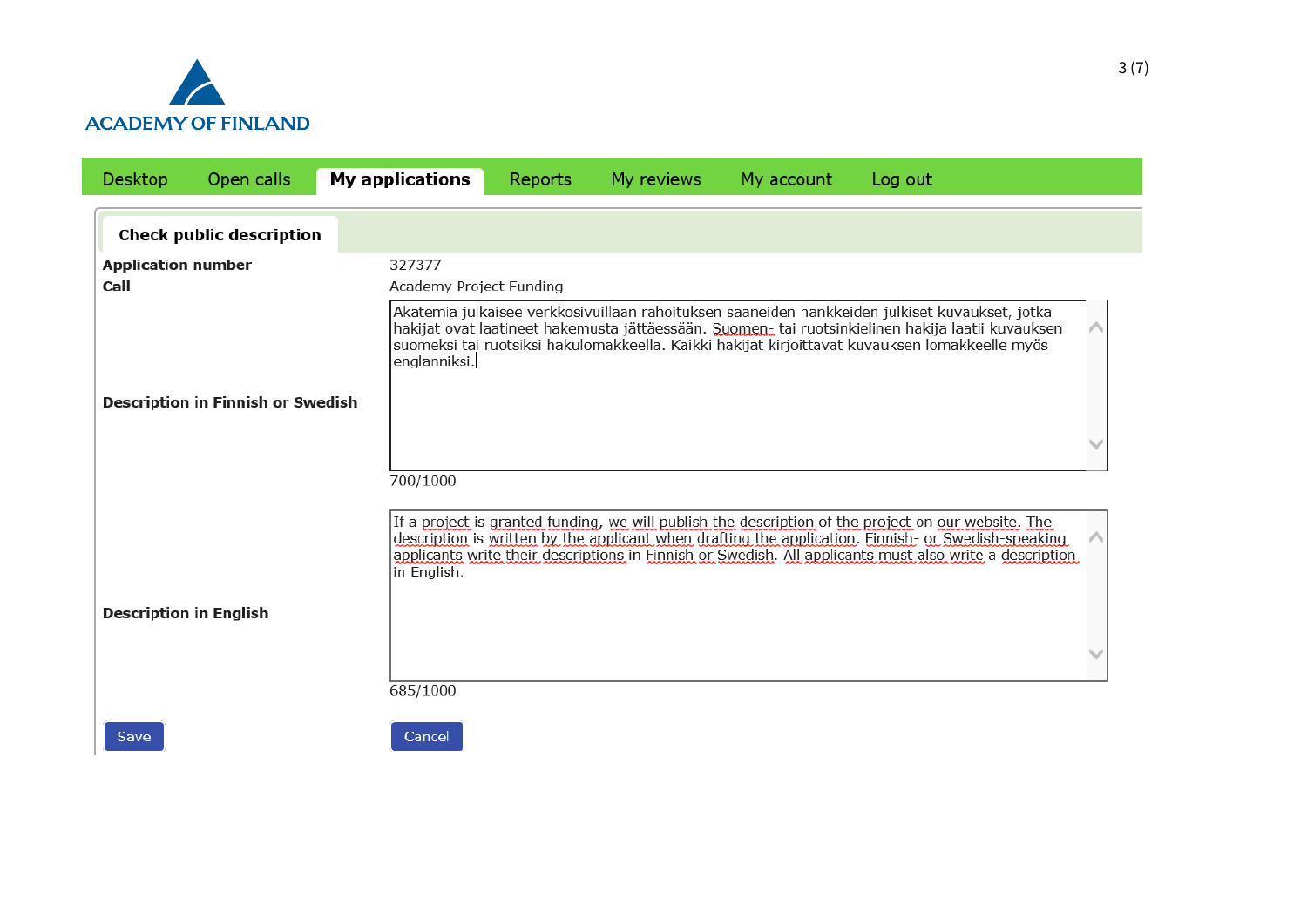ACADEMY OF FINLAND

Desktop | Open calls | **My applications** | Reports | My reviews | My account | Log out

## Check public description

| | |
|---|---|
| **Application number** | 327377 |
| **Call** | Academy Project Funding |
| **Description in Finnish or Swedish** | Akatemia julkaisee verkkosivuillaan rahoituksen saaneiden hankkeiden julkiset kuvaukset, jotka hakijat ovat laatineet hakemusta jättäessään. Suomen- tai ruotsinkielinen hakija laatii kuvauksen suomeksi tai ruotsiksi hakulomakkeella. Kaikki hakijat kirjoittavat kuvauksen lomakkeelle myös englanniksi. |
| | 700/1000 |
| **Description in English** | If a project is granted funding, we will publish the description of the project on our website. The description is written by the applicant when drafting the application. Finnish- or Swedish-speaking applicants write their descriptions in Finnish or Swedish. All applicants must also write a description in English. |
| | 685/1000 |

Save | Cancel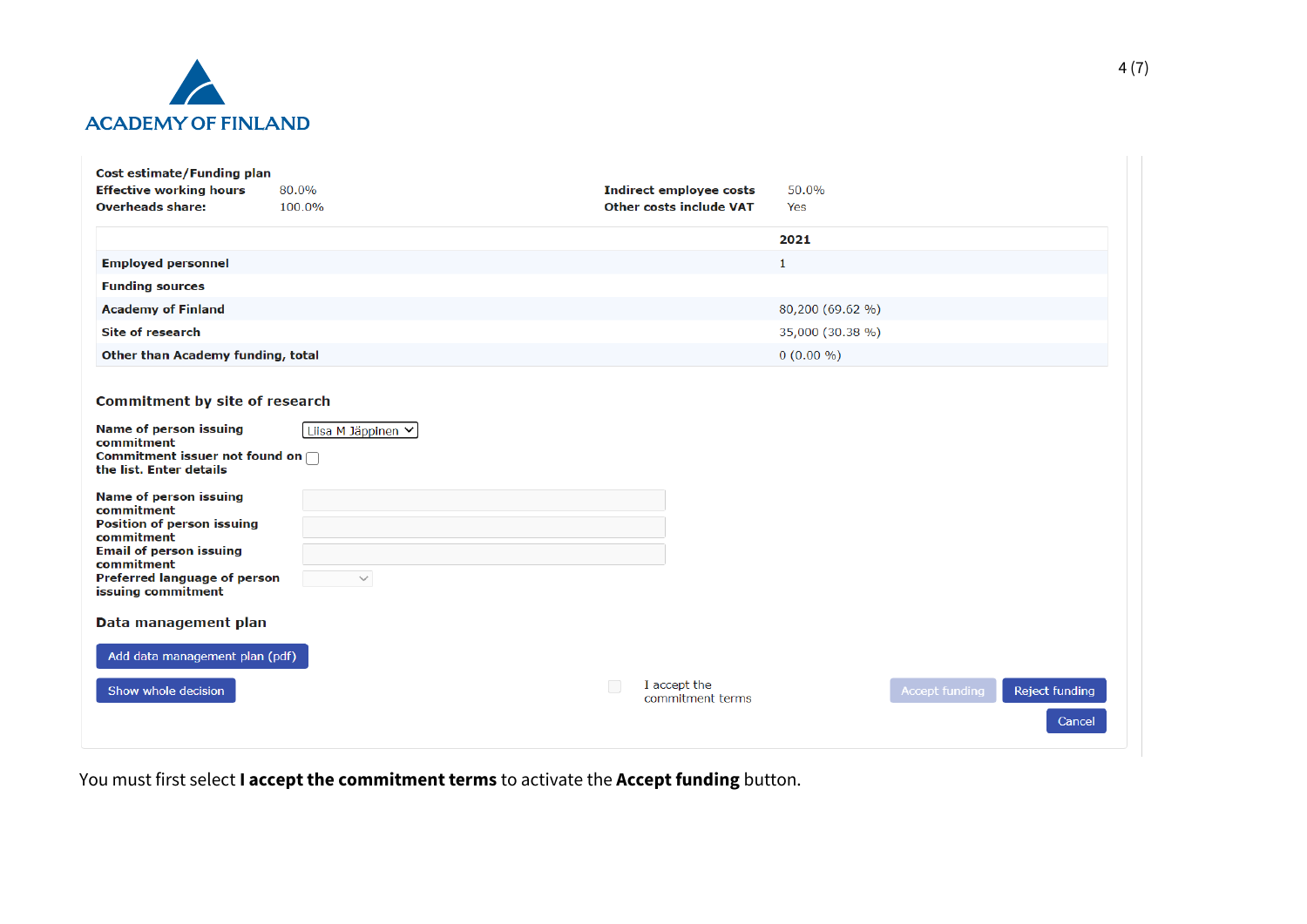ACADEMY OF FINLAND

**Cost estimate/Funding plan**

| | | | |
|---|---|---|---|
| **Effective working hours** | 80.0% | **Indirect employee costs** | 50.0% |
| **Overheads share:** | 100.0% | **Other costs include VAT** | Yes |

| | **2021** |
|---|---|
| **Employed personnel** | 1 |
| **Funding sources** | |
| **Academy of Finland** | 80,200 (69.62 %) |
| **Site of research** | 35,000 (30.38 %) |
| **Other than Academy funding, total** | 0 (0.00 %) |

**Commitment by site of research**

**Name of person issuing commitment** Liisa M Jäppinen

**Commitment issuer not found on the list. Enter details**

**Name of person issuing commitment**

**Position of person issuing commitment**

**Email of person issuing commitment**

**Preferred language of person issuing commitment**

**Data management plan**

Add data management plan (pdf)

Show whole decision

I accept the commitment terms

Accept funding

Reject funding

Cancel

You must first select **I accept the commitment terms** to activate the **Accept funding** button.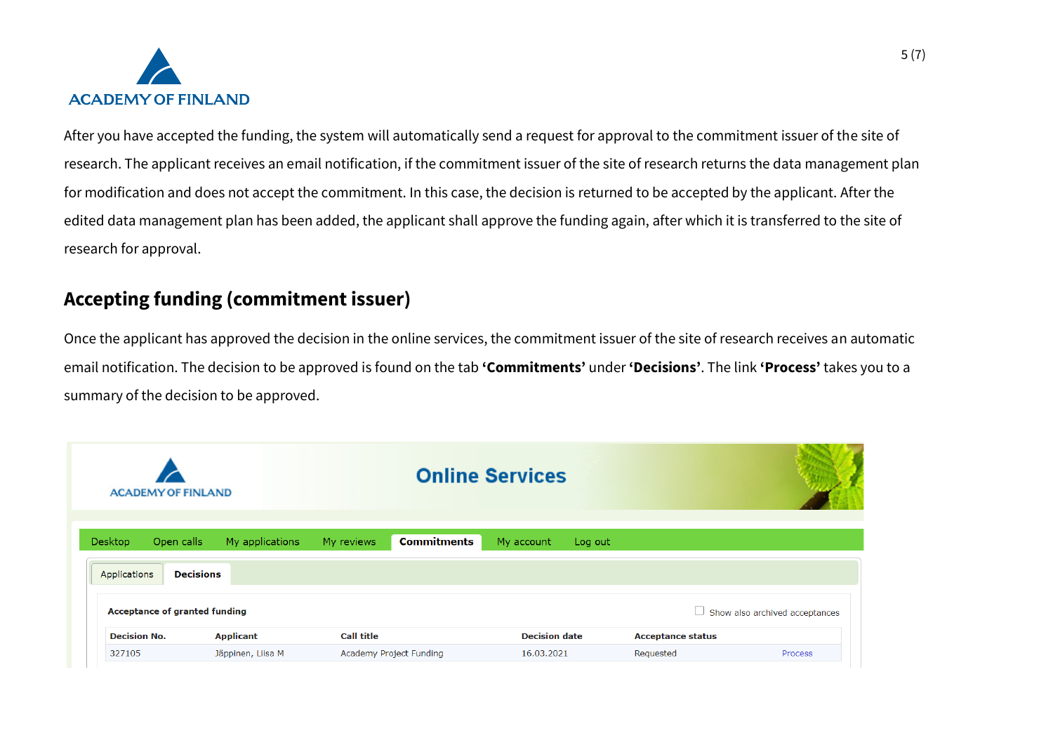After you have accepted the funding, the system will automatically send a request for approval to the commitment issuer of the site of research. The applicant receives an email notification, if the commitment issuer of the site of research returns the data management plan for modification and does not accept the commitment. In this case, the decision is returned to be accepted by the applicant. After the edited data management plan has been added, the applicant shall approve the funding again, after which it is transferred to the site of research for approval.

## Accepting funding (commitment issuer)

Once the applicant has approved the decision in the online services, the commitment issuer of the site of research receives an automatic email notification. The decision to be approved is found on the tab **'Commitments'** under **'Decisions'**. The link **'Process'** takes you to a summary of the decision to be approved.

ACADEMY OF FINLAND

**Online Services**

Desktop | Open calls | My applications | My reviews | **Commitments** | My account | Log out

Applications | **Decisions**

**Acceptance of granted funding**

☐ Show also archived acceptances

| Decision No. | Applicant | Call title | Decision date | Acceptance status | |
|---|---|---|---|---|---|
| 327105 | Jäppinen, Liisa M | Academy Project Funding | 16.03.2021 | Requested | Process |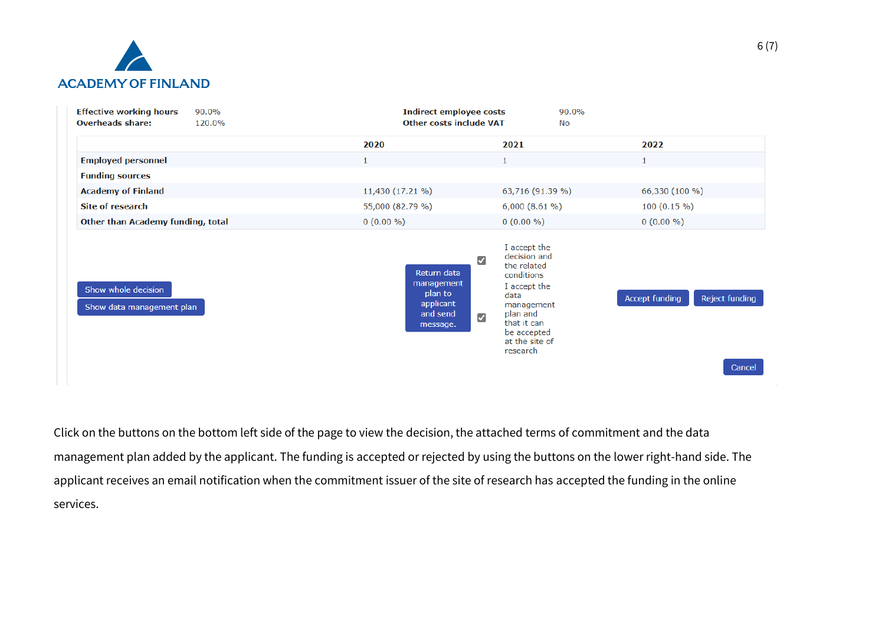| | | | |
|---|---|---|---|
| **Effective working hours** | 90.0% | **Indirect employee costs** | 90.0% |
| **Overheads share:** | 120.0% | **Other costs include VAT** | No |

| | 2020 | 2021 | 2022 |
|---|---|---|---|
| **Employed personnel** | 1 | 1 | 1 |
| **Funding sources** | | | |
| **Academy of Finland** | 11,430 (17.21 %) | 63,716 (91.39 %) | 66,330 (100 %) |
| **Site of research** | 55,000 (82.79 %) | 6,000 (8.61 %) | 100 (0.15 %) |
| **Other than Academy funding, total** | 0 (0.00 %) | 0 (0.00 %) | 0 (0.00 %) |

Show whole decision

Show data management plan

Return data management plan to applicant and send message.

☑ I accept the decision and the related conditions

☑ I accept the data management plan and that it can be accepted at the site of research

Accept funding | Reject funding

Cancel

Click on the buttons on the bottom left side of the page to view the decision, the attached terms of commitment and the data management plan added by the applicant. The funding is accepted or rejected by using the buttons on the lower right-hand side. The applicant receives an email notification when the commitment issuer of the site of research has accepted the funding in the online services.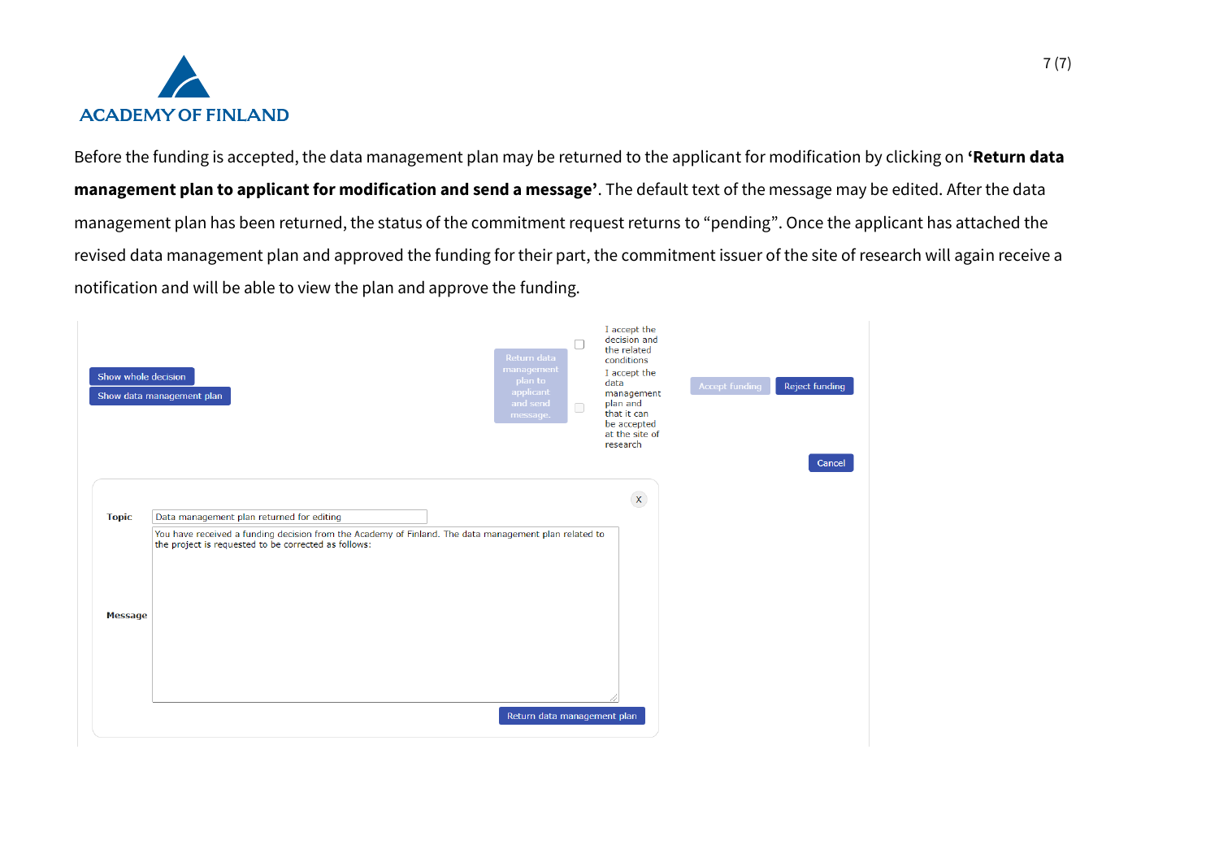Before the funding is accepted, the data management plan may be returned to the applicant for modification by clicking on **'Return data management plan to applicant for modification and send a message'**. The default text of the message may be edited. After the data management plan has been returned, the status of the commitment request returns to "pending". Once the applicant has attached the revised data management plan and approved the funding for their part, the commitment issuer of the site of research will again receive a notification and will be able to view the plan and approve the funding.

Show whole decision

Show data management plan

Return data management plan to applicant and send message.

I accept the decision and the related conditions

I accept the data management plan and that it can be accepted at the site of research

Accept funding

Reject funding

Cancel

Topic: Data management plan returned for editing

Message: You have received a funding decision from the Academy of Finland. The data management plan related to the project is requested to be corrected as follows:

Return data management plan